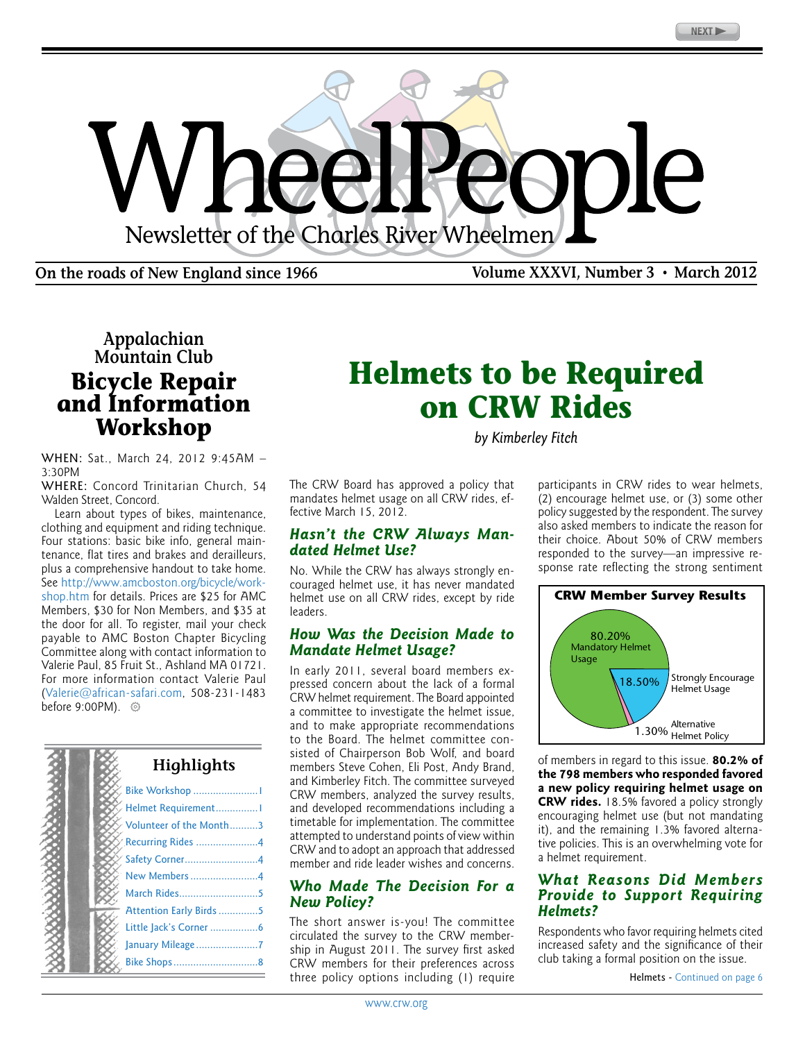# WheelPeople

Newsletter of the Charles River Wheelmen

On the roads of New England since 1966 — Volume XXXVI, Number 3 • March 2012

## Appalachian Mountain Club Bicycle Repair and Information Workshop

WHEN: Sat., March 24, 2012 9:45AM – 3:30PM

WHERE: Concord Trinitarian Church, 54 Walden Street, Concord.

Learn about types of bikes, maintenance, clothing and equipment and riding technique. Four stations: basic bike info, general maintenance, flat tires and brakes and derailleurs, plus a comprehensive handout to take home. See http://www.amcboston.org/bicycle/workshop.htm for details. Prices are $25 for AMC Members, $30 for Non Members, and $35 at the door for all. To register, mail your check payable to AMC Boston Chapter Bicycling Committee along with contact information to Valerie Paul, 85 Fruit St., Ashland MA 01721. For more information contact Valerie Paul (Valerie@african-safari.com, 508-231-1483 before 9:00PM).

### Highlights

- Bike Workshop .......... 1
- Helmet Requirement .......... 1
- Volunteer of the Month .......... 3
- Recurring Rides .......... 4
- Safety Corner .......... 4
- New Members .......... 4
- March Rides .......... 5
- Attention Early Birds .......... 5
- Little Jack's Corner .......... 6
- January Mileage .......... 7
- Bike Shops .......... 8

# Helmets to be Required on CRW Rides

*by Kimberley Fitch*

The CRW Board has approved a policy that mandates helmet usage on all CRW rides, effective March 15, 2012.

### *Hasn't the CRW Always Mandated Helmet Use?*

No. While the CRW has always strongly encouraged helmet use, it has never mandated helmet use on all CRW rides, except by ride leaders.

### *How Was the Decision Made to Mandate Helmet Usage?*

In early 2011, several board members expressed concern about the lack of a formal CRW helmet requirement. The Board appointed a committee to investigate the helmet issue, and to make appropriate recommendations to the Board. The helmet committee consisted of Chairperson Bob Wolf, and board members Steve Cohen, Eli Post, Andy Brand, and Kimberley Fitch. The committee surveyed CRW members, analyzed the survey results, and developed recommendations including a timetable for implementation. The committee attempted to understand points of view within CRW and to adopt an approach that addressed member and ride leader wishes and concerns.

### *Who Made The Decision For a New Policy?*

The short answer is-you! The committee circulated the survey to the CRW membership in August 2011. The survey first asked CRW members for their preferences across three policy options including (1) require participants in CRW rides to wear helmets, (2) encourage helmet use, or (3) some other policy suggested by the respondent. The survey also asked members to indicate the reason for their choice. About 50% of CRW members responded to the survey—an impressive response rate reflecting the strong sentiment of members in regard to this issue. **80.2% of the 798 members who responded favored a new policy requiring helmet usage on CRW rides.** 18.5% favored a policy strongly encouraging helmet use (but not mandating it), and the remaining 1.3% favored alternative policies. This is an overwhelming vote for a helmet requirement.

**CRW Member Survey Results**

| Policy | Share |
| --- | --- |
| Mandatory Helmet Usage | 80.20% |
| Strongly Encourage Helmet Usage | 18.50% |
| Alternative Helmet Policy | 1.30% |

### *What Reasons Did Members Provide to Support Requiring Helmets?*

Respondents who favor requiring helmets cited increased safety and the significance of their club taking a formal position on the issue.

Helmets - Continued on page 6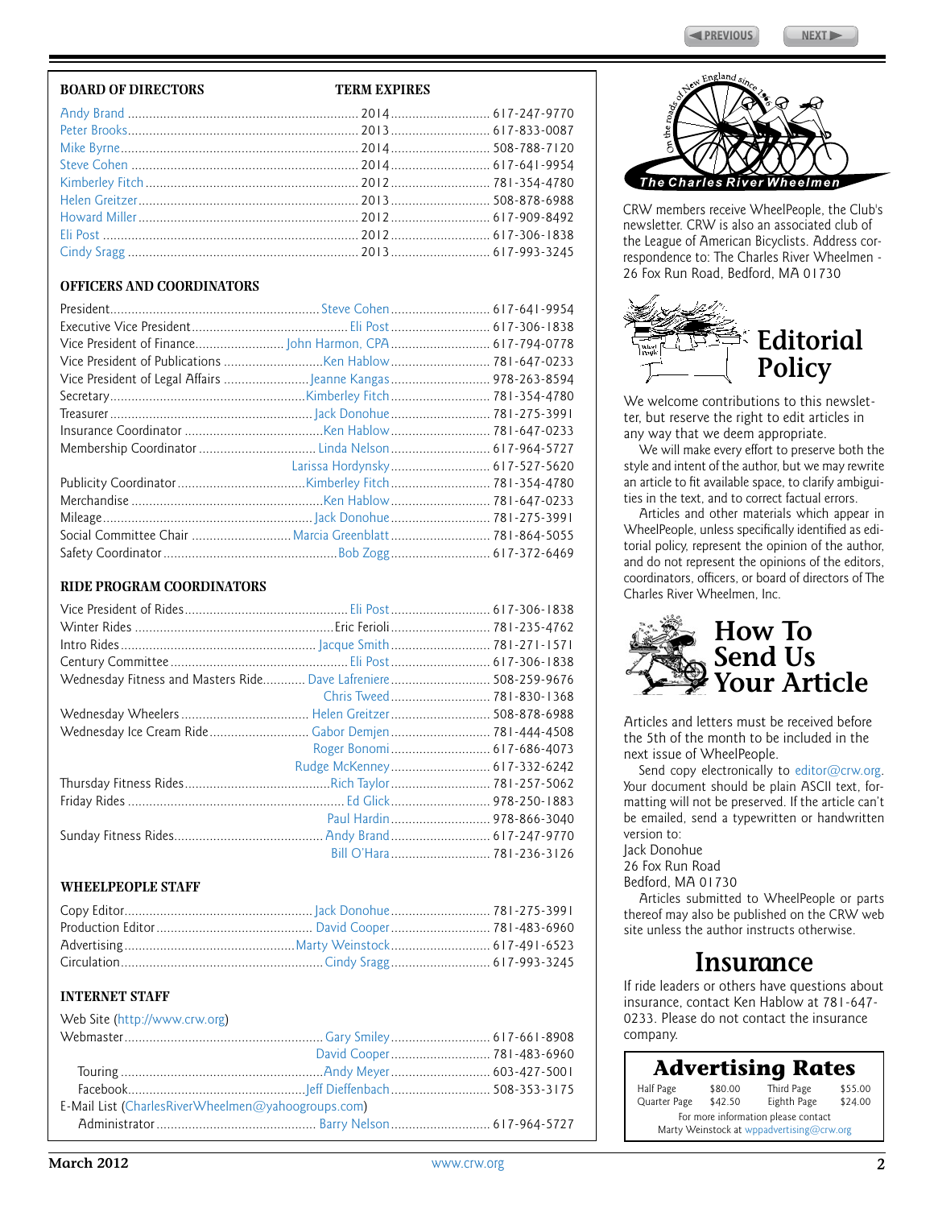## BOARD OF DIRECTORS

| Name | Term Expires | Phone |
|---|---|---|
| Andy Brand | 2014 | 617-247-9770 |
| Peter Brooks | 2013 | 617-833-0087 |
| Mike Byrne | 2014 | 508-788-7120 |
| Steve Cohen | 2014 | 617-641-9954 |
| Kimberley Fitch | 2012 | 781-354-4780 |
| Helen Greitzer | 2013 | 508-878-6988 |
| Howard Miller | 2012 | 617-909-8492 |
| Eli Post | 2012 | 617-306-1838 |
| Cindy Sragg | 2013 | 617-993-3245 |

## OFFICERS AND COORDINATORS

| Position | Name | Phone |
|---|---|---|
| President | Steve Cohen | 617-641-9954 |
| Executive Vice President | Eli Post | 617-306-1838 |
| Vice President of Finance | John Harmon, CPA | 617-794-0778 |
| Vice President of Publications | Ken Hablow | 781-647-0233 |
| Vice President of Legal Affairs | Jeanne Kangas | 978-263-8594 |
| Secretary | Kimberley Fitch | 781-354-4780 |
| Treasurer | Jack Donohue | 781-275-3991 |
| Insurance Coordinator | Ken Hablow | 781-647-0233 |
| Membership Coordinator | Linda Nelson | 617-964-5727 |
| | Larissa Hordynsky | 617-527-5620 |
| Publicity Coordinator | Kimberley Fitch | 781-354-4780 |
| Merchandise | Ken Hablow | 781-647-0233 |
| Mileage | Jack Donohue | 781-275-3991 |
| Social Committee Chair | Marcia Greenblatt | 781-864-5055 |
| Safety Coordinator | Bob Zogg | 617-372-6469 |

## RIDE PROGRAM COORDINATORS

| Position | Name | Phone |
|---|---|---|
| Vice President of Rides | Eli Post | 617-306-1838 |
| Winter Rides | Eric Ferioli | 781-235-4762 |
| Intro Rides | Jacque Smith | 781-271-1571 |
| Century Committee | Eli Post | 617-306-1838 |
| Wednesday Fitness and Masters Ride | Dave Lafreniere | 508-259-9676 |
| | Chris Tweed | 781-830-1368 |
| Wednesday Wheelers | Helen Greitzer | 508-878-6988 |
| Wednesday Ice Cream Ride | Gabor Demjen | 781-444-4508 |
| | Roger Bonomi | 617-686-4073 |
| | Rudge McKenney | 617-332-6242 |
| Thursday Fitness Rides | Rich Taylor | 781-257-5062 |
| Friday Rides | Ed Glick | 978-250-1883 |
| | Paul Hardin | 978-866-3040 |
| Sunday Fitness Rides | Andy Brand | 617-247-9770 |
| | Bill O'Hara | 781-236-3126 |

## WHEELPEOPLE STAFF

| Position | Name | Phone |
|---|---|---|
| Copy Editor | Jack Donohue | 781-275-3991 |
| Production Editor | David Cooper | 781-483-6960 |
| Advertising | Marty Weinstock | 617-491-6523 |
| Circulation | Cindy Sragg | 617-993-3245 |

## INTERNET STAFF

Web Site (http://www.crw.org)

| Position | Name | Phone |
|---|---|---|
| Webmaster | Gary Smiley | 617-661-8908 |
| | David Cooper | 781-483-6960 |
| Touring | Andy Meyer | 603-427-5001 |
| Facebook | Jeff Dieffenbach | 508-353-3175 |

E-Mail List (CharlesRiverWheelmen@yahoogroups.com)

| Position | Name | Phone |
|---|---|---|
| Administrator | Barry Nelson | 617-964-5727 |

On the roads of New England since 1966 — The Charles River Wheelmen

CRW members receive WheelPeople, the Club's newsletter. CRW is also an associated club of the League of American Bicyclists. Address correspondence to: The Charles River Wheelmen - 26 Fox Run Road, Bedford, MA 01730

## Editorial Policy

We welcome contributions to this newsletter, but reserve the right to edit articles in any way that we deem appropriate.

We will make every effort to preserve both the style and intent of the author, but we may rewrite an article to fit available space, to clarify ambiguities in the text, and to correct factual errors.

Articles and other materials which appear in WheelPeople, unless specifically identified as editorial policy, represent the opinion of the author, and do not represent the opinions of the editors, coordinators, officers, or board of directors of The Charles River Wheelmen, Inc.

## How To Send Us Your Article

Articles and letters must be received before the 5th of the month to be included in the next issue of WheelPeople.

Send copy electronically to editor@crw.org. Your document should be plain ASCII text, formatting will not be preserved. If the article can't be emailed, send a typewritten or handwritten version to:

Jack Donohue
26 Fox Run Road
Bedford, MA 01730

Articles submitted to WheelPeople or parts thereof may also be published on the CRW web site unless the author instructs otherwise.

## Insurance

If ride leaders or others have questions about insurance, contact Ken Hablow at 781-647-0233. Please do not contact the insurance company.

## Advertising Rates

| | | | |
|---|---|---|---|
| Half Page | $80.00 | Third Page | $55.00 |
| Quarter Page | $42.50 | Eighth Page | $24.00 |

For more information please contact Marty Weinstock at wppadvertising@crw.org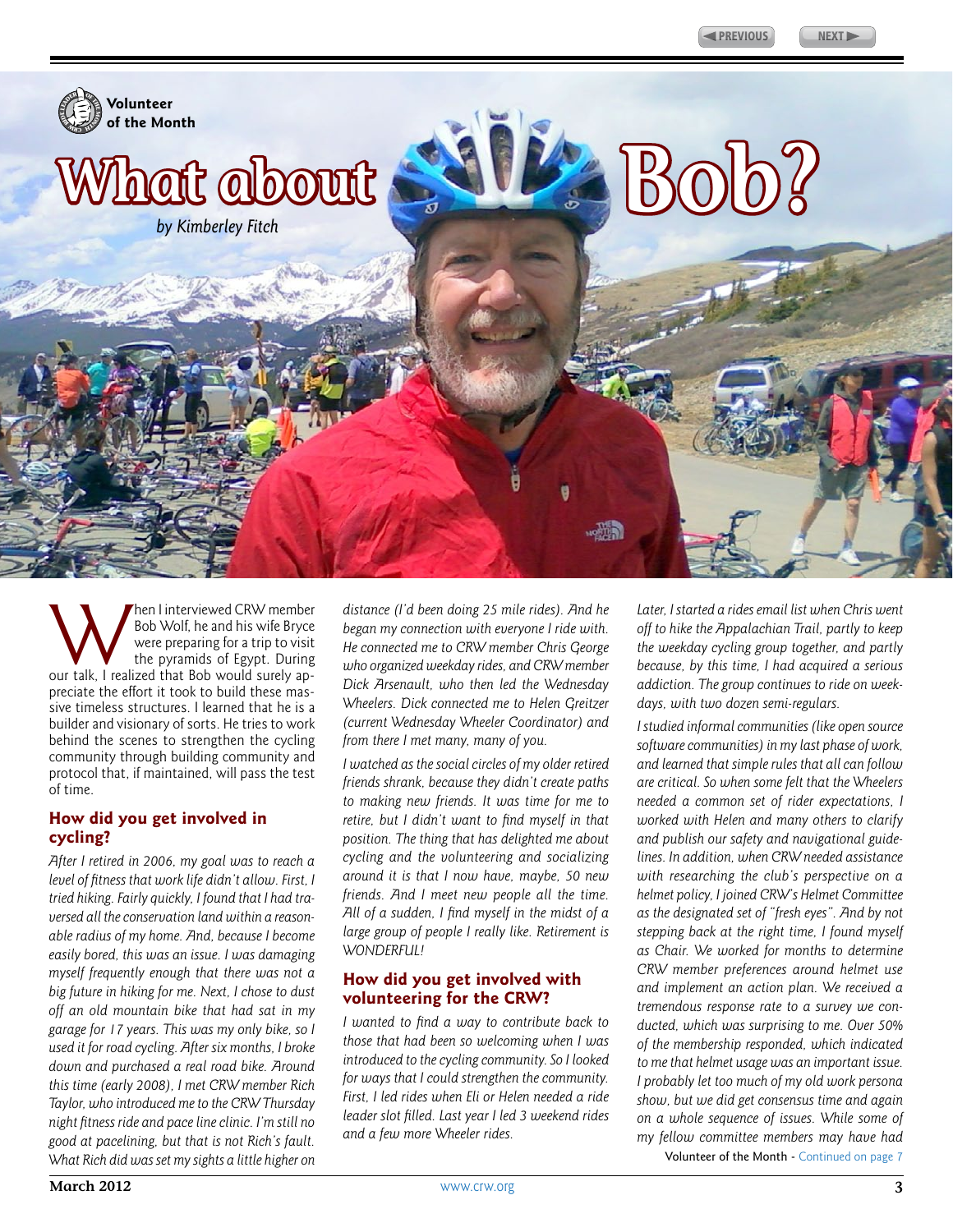Volunteer of the Month

# What about Bob?

*by Kimberley Fitch*

When I interviewed CRW member Bob Wolf, he and his wife Bryce were preparing for a trip to visit the pyramids of Egypt. During our talk, I realized that Bob would surely appreciate the effort it took to build these massive timeless structures. I learned that he is a builder and visionary of sorts. He tries to work behind the scenes to strengthen the cycling community through building community and protocol that, if maintained, will pass the test of time.

## How did you get involved in cycling?

*After I retired in 2006, my goal was to reach a level of fitness that work life didn't allow. First, I tried hiking. Fairly quickly, I found that I had traversed all the conservation land within a reasonable radius of my home. And, because I become easily bored, this was an issue. I was damaging myself frequently enough that there was not a big future in hiking for me. Next, I chose to dust off an old mountain bike that had sat in my garage for 17 years. This was my only bike, so I used it for road cycling. After six months, I broke down and purchased a real road bike. Around this time (early 2008), I met CRW member Rich Taylor, who introduced me to the CRW Thursday night fitness ride and pace line clinic. I'm still no good at pacelining, but that is not Rich's fault. What Rich did was set my sights a little higher on distance (I'd been doing 25 mile rides). And he began my connection with everyone I ride with. He connected me to CRW member Chris George who organized weekday rides, and CRW member Dick Arsenault, who then led the Wednesday Wheelers. Dick connected me to Helen Greitzer (current Wednesday Wheeler Coordinator) and from there I met many, many of you.*

*I watched as the social circles of my older retired friends shrank, because they didn't create paths to making new friends. It was time for me to retire, but I didn't want to find myself in that position. The thing that has delighted me about cycling and the volunteering and socializing around it is that I now have, maybe, 50 new friends. And I meet new people all the time. All of a sudden, I find myself in the midst of a large group of people I really like. Retirement is WONDERFUL!*

## How did you get involved with volunteering for the CRW?

*I wanted to find a way to contribute back to those that had been so welcoming when I was introduced to the cycling community. So I looked for ways that I could strengthen the community. First, I led rides when Eli or Helen needed a ride leader slot filled. Last year I led 3 weekend rides and a few more Wheeler rides.*

*Later, I started a rides email list when Chris went off to hike the Appalachian Trail, partly to keep the weekday cycling group together, and partly because, by this time, I had acquired a serious addiction. The group continues to ride on weekdays, with two dozen semi-regulars.*

*I studied informal communities (like open source software communities) in my last phase of work, and learned that simple rules that all can follow are critical. So when some felt that the Wheelers needed a common set of rider expectations, I worked with Helen and many others to clarify and publish our safety and navigational guidelines. In addition, when CRW needed assistance with researching the club's perspective on a helmet policy, I joined CRW's Helmet Committee as the designated set of "fresh eyes". And by not stepping back at the right time, I found myself as Chair. We worked for months to determine CRW member preferences around helmet use and implement an action plan. We received a tremendous response rate to a survey we conducted, which was surprising to me. Over 50% of the membership responded, which indicated to me that helmet usage was an important issue. I probably let too much of my old work persona show, but we did get consensus time and again on a whole sequence of issues. While some of my fellow committee members may have had*

Volunteer of the Month - Continued on page 7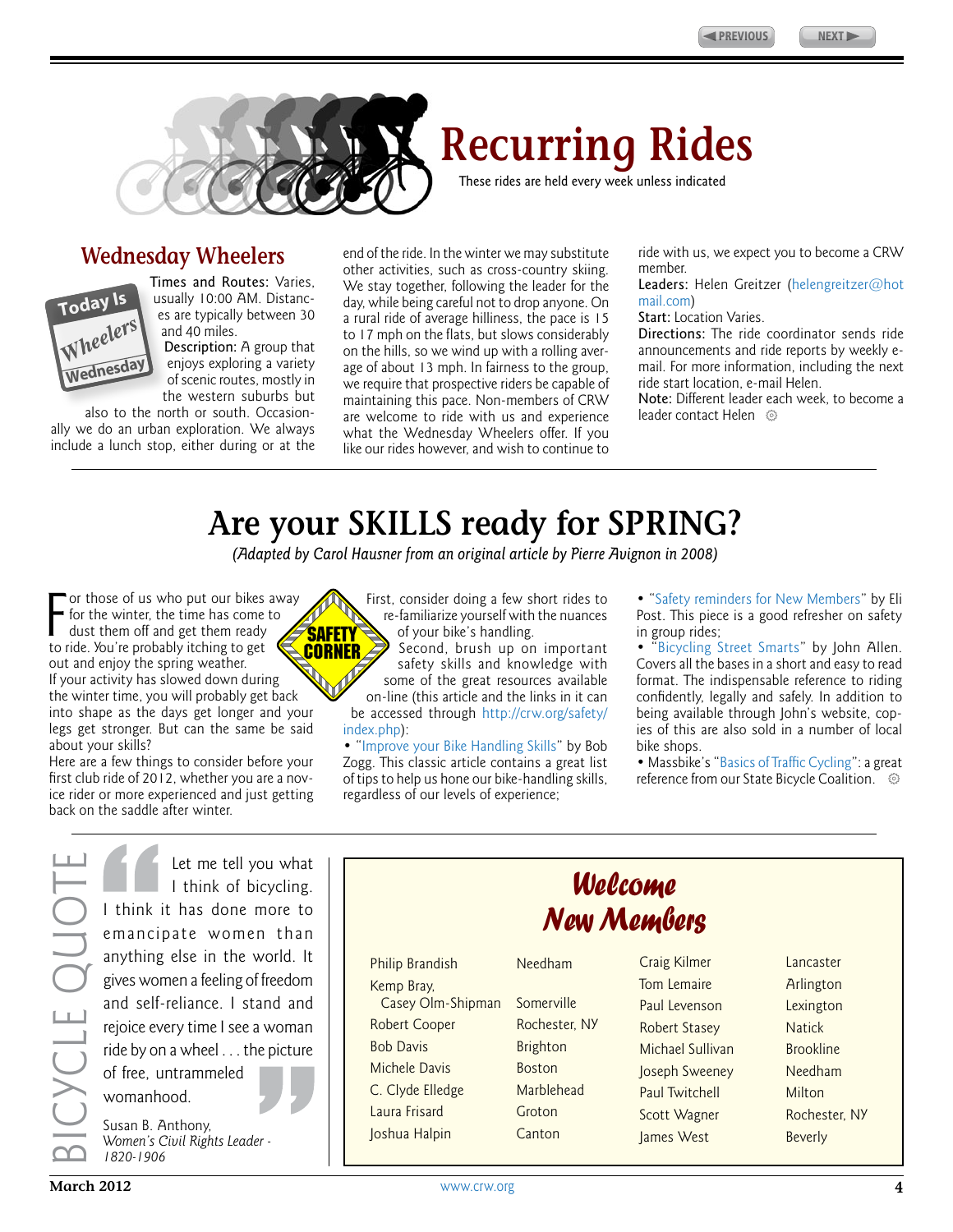# Recurring Rides

These rides are held every week unless indicated

## Wednesday Wheelers

Today Is Wheelers Wednesday

**Times and Routes:** Varies, usually 10:00 AM. Distances are typically between 30 and 40 miles.

**Description:** A group that enjoys exploring a variety of scenic routes, mostly in the western suburbs but also to the north or south. Occasionally we do an urban exploration. We always include a lunch stop, either during or at the end of the ride. In the winter we may substitute other activities, such as cross-country skiing. We stay together, following the leader for the day, while being careful not to drop anyone. On a rural ride of average hilliness, the pace is 15 to 17 mph on the flats, but slows considerably on the hills, so we wind up with a rolling average of about 13 mph. In fairness to the group, we require that prospective riders be capable of maintaining this pace. Non-members of CRW are welcome to ride with us and experience what the Wednesday Wheelers offer. If you like our rides however, and wish to continue to ride with us, we expect you to become a CRW member.

**Leaders:** Helen Greitzer (helengreitzer@hotmail.com)

**Start:** Location Varies.

**Directions:** The ride coordinator sends ride announcements and ride reports by weekly e-mail. For more information, including the next ride start location, e-mail Helen.

**Note:** Different leader each week, to become a leader contact Helen

# Are your SKILLS ready for SPRING?

*(Adapted by Carol Hausner from an original article by Pierre Avignon in 2008)*

SAFETY CORNER

For those of us who put our bikes away for the winter, the time has come to dust them off and get them ready to ride. You're probably itching to get out and enjoy the spring weather.

If your activity has slowed down during the winter time, you will probably get back into shape as the days get longer and your legs get stronger. But can the same be said about your skills?

Here are a few things to consider before your first club ride of 2012, whether you are a novice rider or more experienced and just getting back on the saddle after winter.

First, consider doing a few short rides to re-familiarize yourself with the nuances of your bike's handling.

Second, brush up on important safety skills and knowledge with some of the great resources available on-line (this article and the links in it can be accessed through http://crw.org/safety/index.php):

- "Improve your Bike Handling Skills" by Bob Zogg. This classic article contains a great list of tips to help us hone our bike-handling skills, regardless of our levels of experience;
- "Safety reminders for New Members" by Eli Post. This piece is a good refresher on safety in group rides;
- "Bicycling Street Smarts" by John Allen. Covers all the bases in a short and easy to read format. The indispensable reference to riding confidently, legally and safely. In addition to being available through John's website, copies of this are also sold in a number of local bike shops.
- Massbike's "Basics of Traffic Cycling": a great reference from our State Bicycle Coalition.

## Bicycle Quote

> Let me tell you what I think of bicycling. I think it has done more to emancipate women than anything else in the world. It gives women a feeling of freedom and self-reliance. I stand and rejoice every time I see a woman ride by on a wheel . . . the picture of free, untrammeled womanhood.
>
> Susan B. Anthony,
> *Women's Civil Rights Leader - 1820-1906*

## Welcome New Members

| Name | Town | Name | Town |
|---|---|---|---|
| Philip Brandish | Needham | Craig Kilmer | Lancaster |
| Kemp Bray, Casey Olm-Shipman | Somerville | Tom Lemaire | Arlington |
| Robert Cooper | Rochester, NY | Paul Levenson | Lexington |
| Bob Davis | Brighton | Robert Stasey | Natick |
| Michele Davis | Boston | Michael Sullivan | Brookline |
| C. Clyde Elledge | Marblehead | Joseph Sweeney | Needham |
| Laura Frisard | Groton | Paul Twitchell | Milton |
| Joshua Halpin | Canton | Scott Wagner | Rochester, NY |
| | | James West | Beverly |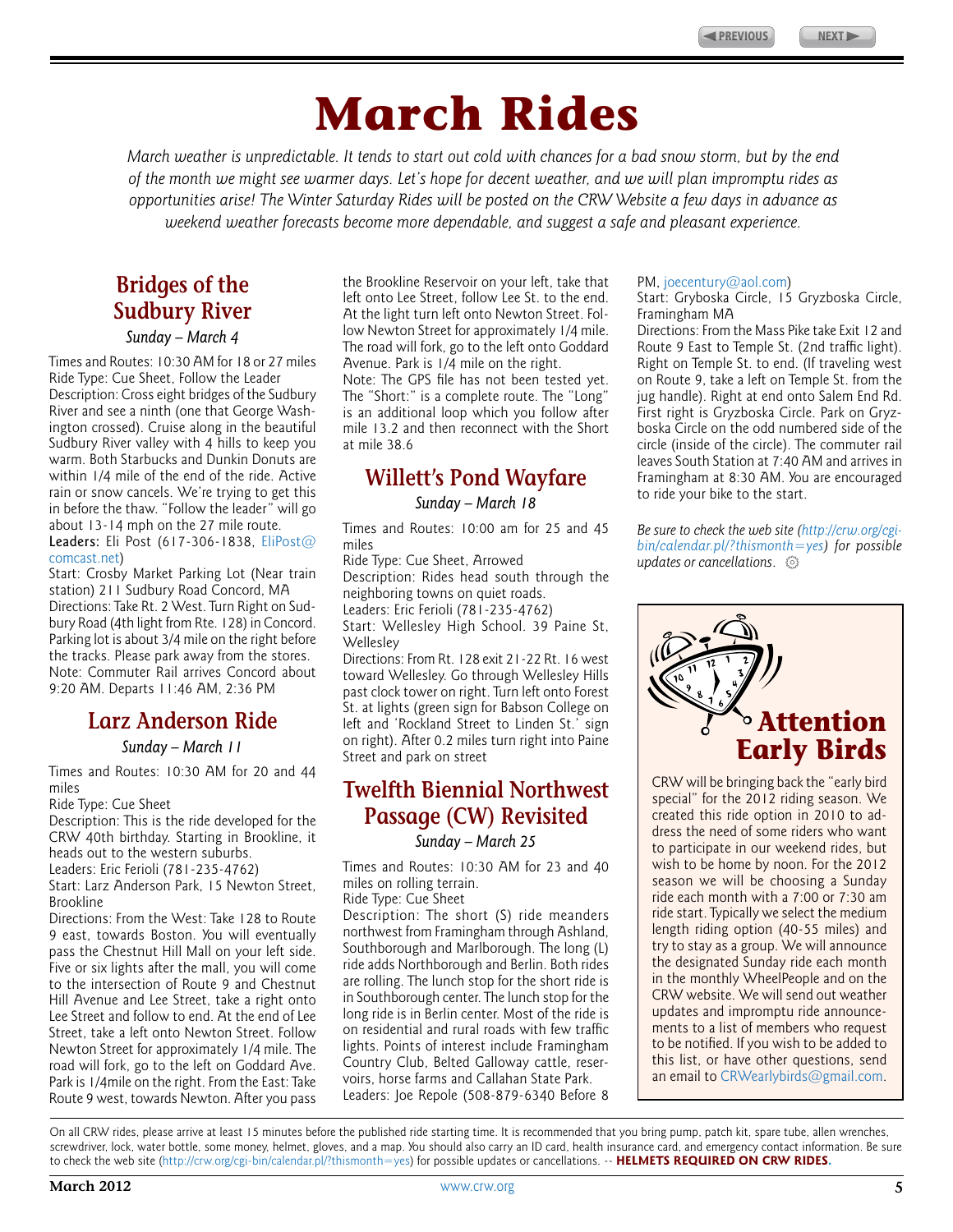# March Rides

*March weather is unpredictable. It tends to start out cold with chances for a bad snow storm, but by the end of the month we might see warmer days. Let's hope for decent weather, and we will plan impromptu rides as opportunities arise! The Winter Saturday Rides will be posted on the CRW Website a few days in advance as weekend weather forecasts become more dependable, and suggest a safe and pleasant experience.*

## Bridges of the Sudbury River

*Sunday – March 4*

Times and Routes: 10:30 AM for 18 or 27 miles

Ride Type: Cue Sheet, Follow the Leader

Description: Cross eight bridges of the Sudbury River and see a ninth (one that George Washington crossed). Cruise along in the beautiful Sudbury River valley with 4 hills to keep you warm. Both Starbucks and Dunkin Donuts are within 1/4 mile of the end of the ride. Active rain or snow cancels. We're trying to get this in before the thaw. "Follow the leader" will go about 13-14 mph on the 27 mile route.

**Leaders:** Eli Post (617-306-1838, EliPost@comcast.net)

Start: Crosby Market Parking Lot (Near train station) 211 Sudbury Road Concord, MA

Directions: Take Rt. 2 West. Turn Right on Sudbury Road (4th light from Rte. 128) in Concord. Parking lot is about 3/4 mile on the right before the tracks. Please park away from the stores.

Note: Commuter Rail arrives Concord about 9:20 AM. Departs 11:46 AM, 2:36 PM

## Larz Anderson Ride

*Sunday – March 11*

Times and Routes: 10:30 AM for 20 and 44 miles

Ride Type: Cue Sheet

Description: This is the ride developed for the CRW 40th birthday. Starting in Brookline, it heads out to the western suburbs.

Leaders: Eric Ferioli (781-235-4762)

Start: Larz Anderson Park, 15 Newton Street, Brookline

Directions: From the West: Take 128 to Route 9 east, towards Boston. You will eventually pass the Chestnut Hill Mall on your left side. Five or six lights after the mall, you will come to the intersection of Route 9 and Chestnut Hill Avenue and Lee Street, take a right onto Lee Street and follow to end. At the end of Lee Street, take a left onto Newton Street. Follow Newton Street for approximately 1/4 mile. The road will fork, go to the left on Goddard Ave. Park is 1/4mile on the right. From the East: Take Route 9 west, towards Newton. After you pass the Brookline Reservoir on your left, take that left onto Lee Street, follow Lee St. to the end. At the light turn left onto Newton Street. Follow Newton Street for approximately 1/4 mile. The road will fork, go to the left onto Goddard Avenue. Park is 1/4 mile on the right.

Note: The GPS file has not been tested yet. The "Short:" is a complete route. The "Long" is an additional loop which you follow after mile 13.2 and then reconnect with the Short at mile 38.6

## Willett's Pond Wayfare

*Sunday – March 18*

Times and Routes: 10:00 am for 25 and 45 miles

Ride Type: Cue Sheet, Arrowed

Description: Rides head south through the neighboring towns on quiet roads.

Leaders: Eric Ferioli (781-235-4762)

Start: Wellesley High School. 39 Paine St, Wellesley

Directions: From Rt. 128 exit 21-22 Rt. 16 west toward Wellesley. Go through Wellesley Hills past clock tower on right. Turn left onto Forest St. at lights (green sign for Babson College on left and 'Rockland Street to Linden St.' sign on right). After 0.2 miles turn right into Paine Street and park on street

## Twelfth Biennial Northwest Passage (CW) Revisited

*Sunday – March 25*

Times and Routes: 10:30 AM for 23 and 40 miles on rolling terrain.

Ride Type: Cue Sheet

Description: The short (S) ride meanders northwest from Framingham through Ashland, Southborough and Marlborough. The long (L) ride adds Northborough and Berlin. Both rides are rolling. The lunch stop for the short ride is in Southborough center. The lunch stop for the long ride is in Berlin center. Most of the ride is on residential and rural roads with few traffic lights. Points of interest include Framingham Country Club, Belted Galloway cattle, reservoirs, horse farms and Callahan State Park.

Leaders: Joe Repole (508-879-6340 Before 8 PM, joecentury@aol.com)

Start: Gryboska Circle, 15 Gryzboska Circle, Framingham MA

Directions: From the Mass Pike take Exit 12 and Route 9 East to Temple St. (2nd traffic light). Right on Temple St. to end. (If traveling west on Route 9, take a left on Temple St. from the jug handle). Right at end onto Salem End Rd. First right is Gryzboska Circle. Park on Gryzboska Circle on the odd numbered side of the circle (inside of the circle). The commuter rail leaves South Station at 7:40 AM and arrives in Framingham at 8:30 AM. You are encouraged to ride your bike to the start.

*Be sure to check the web site (http://crw.org/cgi-bin/calendar.pl/?thismonth=yes) for possible updates or cancellations.*

## Attention Early Birds

CRW will be bringing back the "early bird special" for the 2012 riding season. We created this ride option in 2010 to address the need of some riders who want to participate in our weekend rides, but wish to be home by noon. For the 2012 season we will be choosing a Sunday ride each month with a 7:00 or 7:30 am ride start. Typically we select the medium length riding option (40-55 miles) and try to stay as a group. We will announce the designated Sunday ride each month in the monthly WheelPeople and on the CRW website. We will send out weather updates and impromptu ride announcements to a list of members who request to be notified. If you wish to be added to this list, or have other questions, send an email to CRWearlybirds@gmail.com.

---

On all CRW rides, please arrive at least 15 minutes before the published ride starting time. It is recommended that you bring pump, patch kit, spare tube, allen wrenches, screwdriver, lock, water bottle, some money, helmet, gloves, and a map. You should also carry an ID card, health insurance card, and emergency contact information. Be sure to check the web site (http://crw.org/cgi-bin/calendar.pl/?thismonth=yes) for possible updates or cancellations. -- **HELMETS REQUIRED ON CRW RIDES.**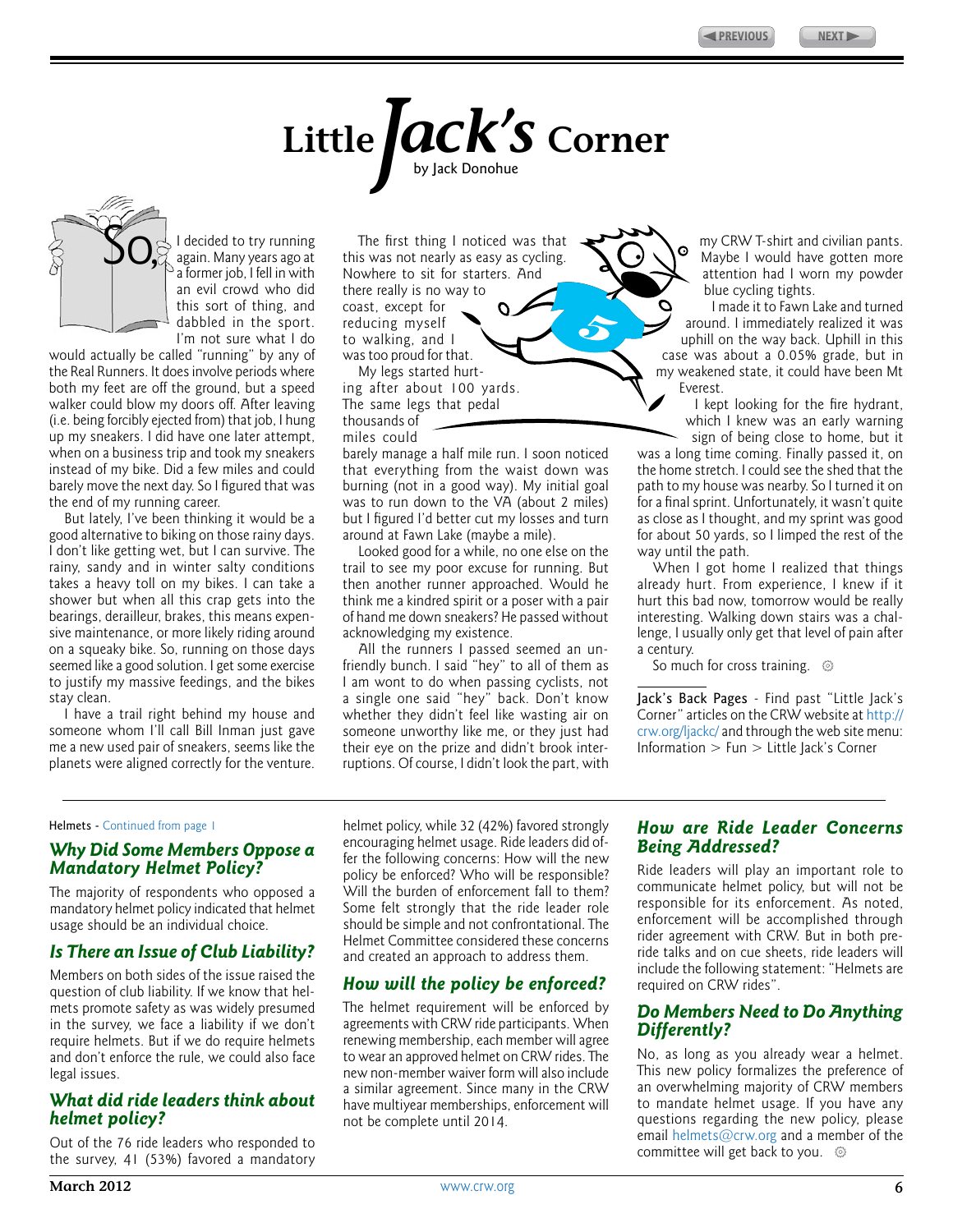# Little Jack's Corner

by Jack Donohue

So, I decided to try running again. Many years ago at a former job, I fell in with an evil crowd who did this sort of thing, and dabbled in the sport. I'm not sure what I do would actually be called "running" by any of the Real Runners. It does involve periods where both my feet are off the ground, but a speed walker could blow my doors off. After leaving (i.e. being forcibly ejected from) that job, I hung up my sneakers. I did have one later attempt, when on a business trip and took my sneakers instead of my bike. Did a few miles and could barely move the next day. So I figured that was the end of my running career.

But lately, I've been thinking it would be a good alternative to biking on those rainy days. I don't like getting wet, but I can survive. The rainy, sandy and in winter salty conditions takes a heavy toll on my bikes. I can take a shower but when all this crap gets into the bearings, derailleur, brakes, this means expensive maintenance, or more likely riding around on a squeaky bike. So, running on those days seemed like a good solution. I get some exercise to justify my massive feedings, and the bikes stay clean.

I have a trail right behind my house and someone whom I'll call Bill Inman just gave me a new used pair of sneakers, seems like the planets were aligned correctly for the venture.

The first thing I noticed was that this was not nearly as easy as cycling. Nowhere to sit for starters. And there really is no way to coast, except for reducing myself to walking, and I was too proud for that.

My legs started hurting after about 100 yards. The same legs that pedal thousands of miles could barely manage a half mile run. I soon noticed that everything from the waist down was burning (not in a good way). My initial goal was to run down to the VA (about 2 miles) but I figured I'd better cut my losses and turn around at Fawn Lake (maybe a mile).

Looked good for a while, no one else on the trail to see my poor excuse for running. But then another runner approached. Would he think me a kindred spirit or a poser with a pair of hand me down sneakers? He passed without acknowledging my existence.

All the runners I passed seemed an unfriendly bunch. I said "hey" to all of them as I am wont to do when passing cyclists, not a single one said "hey" back. Don't know whether they didn't feel like wasting air on someone unworthy like me, or they just had their eye on the prize and didn't brook interruptions. Of course, I didn't look the part, with my CRW T-shirt and civilian pants. Maybe I would have gotten more attention had I worn my powder blue cycling tights.

I made it to Fawn Lake and turned around. I immediately realized it was uphill on the way back. Uphill in this case was about a 0.05% grade, but in my weakened state, it could have been Mt Everest.

I kept looking for the fire hydrant, which I knew was an early warning sign of being close to home, but it was a long time coming. Finally passed it, on the home stretch. I could see the shed that the path to my house was nearby. So I turned it on for a final sprint. Unfortunately, it wasn't quite as close as I thought, and my sprint was good for about 50 yards, so I limped the rest of the way until the path.

When I got home I realized that things already hurt. From experience, I knew if it hurt this bad now, tomorrow would be really interesting. Walking down stairs was a challenge, I usually only get that level of pain after a century.

So much for cross training.

Jack's Back Pages - Find past "Little Jack's Corner" articles on the CRW website at http://crw.org/ljackc/ and through the web site menu: Information > Fun > Little Jack's Corner

---

Helmets - Continued from page 1

## Why Did Some Members Oppose a Mandatory Helmet Policy?

The majority of respondents who opposed a mandatory helmet policy indicated that helmet usage should be an individual choice.

## Is There an Issue of Club Liability?

Members on both sides of the issue raised the question of club liability. If we know that helmets promote safety as was widely presumed in the survey, we face a liability if we don't require helmets. But if we do require helmets and don't enforce the rule, we could also face legal issues.

## What did ride leaders think about helmet policy?

Out of the 76 ride leaders who responded to the survey, 41 (53%) favored a mandatory helmet policy, while 32 (42%) favored strongly encouraging helmet usage. Ride leaders did offer the following concerns: How will the new policy be enforced? Who will be responsible? Will the burden of enforcement fall to them? Some felt strongly that the ride leader role should be simple and not confrontational. The Helmet Committee considered these concerns and created an approach to address them.

## How will the policy be enforced?

The helmet requirement will be enforced by agreements with CRW ride participants. When renewing membership, each member will agree to wear an approved helmet on CRW rides. The new non-member waiver form will also include a similar agreement. Since many in the CRW have multiyear memberships, enforcement will not be complete until 2014.

## How are Ride Leader Concerns Being Addressed?

Ride leaders will play an important role to communicate helmet policy, but will not be responsible for its enforcement. As noted, enforcement will be accomplished through rider agreement with CRW. But in both pre-ride talks and on cue sheets, ride leaders will include the following statement: "Helmets are required on CRW rides".

## Do Members Need to Do Anything Differently?

No, as long as you already wear a helmet. This new policy formalizes the preference of an overwhelming majority of CRW members to mandate helmet usage. If you have any questions regarding the new policy, please email helmets@crw.org and a member of the committee will get back to you.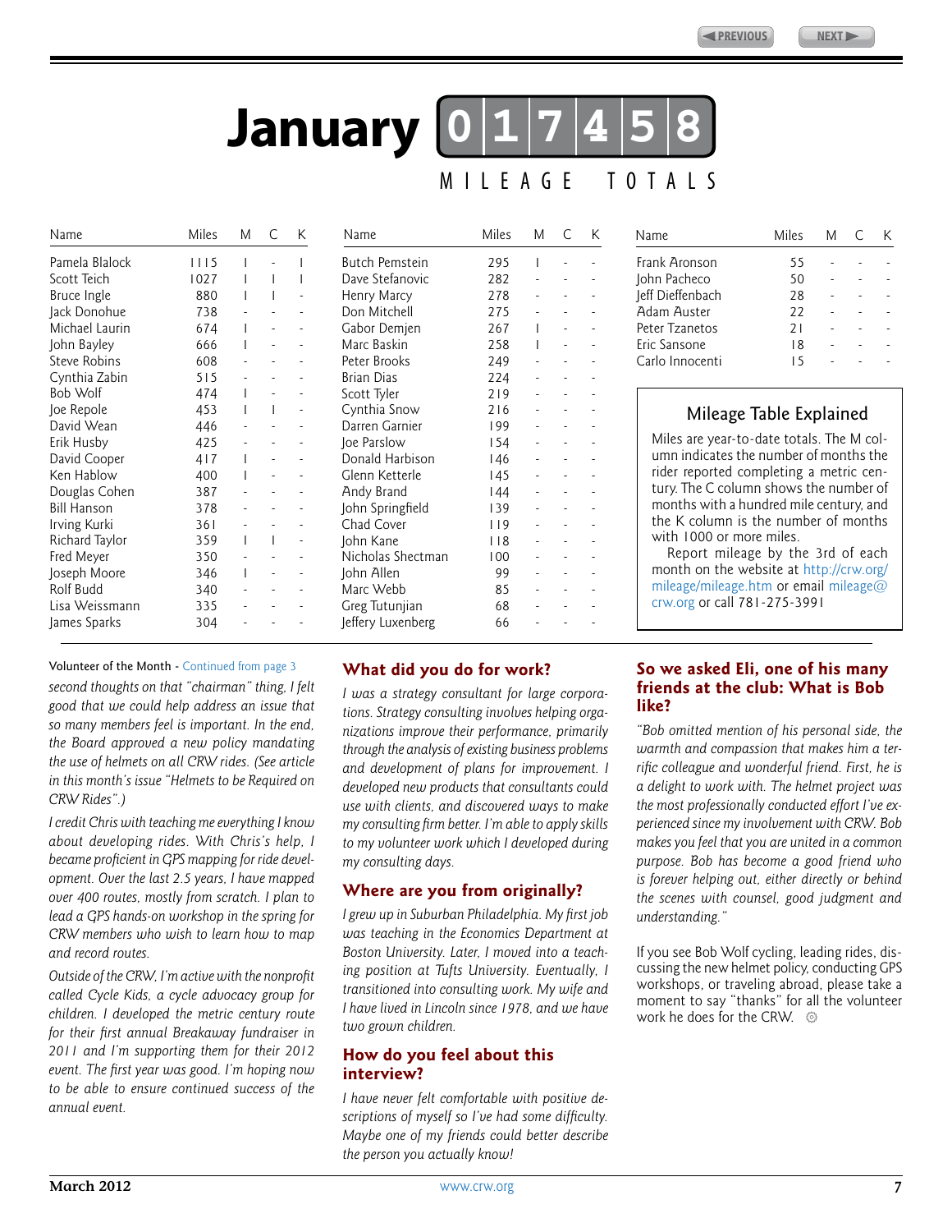# January 017458 Mileage Totals

| Name | Miles | M | C | K |
|---|---|---|---|---|
| Pamela Blalock | 1115 | 1 | - | 1 |
| Scott Teich | 1027 | 1 | 1 | 1 |
| Bruce Ingle | 880 | 1 | 1 | - |
| Jack Donohue | 738 | - | - | - |
| Michael Laurin | 674 | 1 | - | - |
| John Bayley | 666 | 1 | - | - |
| Steve Robins | 608 | - | - | - |
| Cynthia Zabin | 515 | - | - | - |
| Bob Wolf | 474 | 1 | - | - |
| Joe Repole | 453 | 1 | 1 | - |
| David Wean | 446 | - | - | - |
| Erik Husby | 425 | - | - | - |
| David Cooper | 417 | 1 | - | - |
| Ken Hablow | 400 | 1 | - | - |
| Douglas Cohen | 387 | - | - | - |
| Bill Hanson | 378 | - | - | - |
| Irving Kurki | 361 | - | - | - |
| Richard Taylor | 359 | 1 | 1 | - |
| Fred Meyer | 350 | - | - | - |
| Joseph Moore | 346 | 1 | - | - |
| Rolf Budd | 340 | - | - | - |
| Lisa Weissmann | 335 | - | - | - |
| James Sparks | 304 | - | - | - |
| Butch Pemstein | 295 | 1 | - | - |
| Dave Stefanovic | 282 | - | - | - |
| Henry Marcy | 278 | - | - | - |
| Don Mitchell | 275 | - | - | - |
| Gabor Demjen | 267 | 1 | - | - |
| Marc Baskin | 258 | 1 | - | - |
| Peter Brooks | 249 | - | - | - |
| Brian Dias | 224 | - | - | - |
| Scott Tyler | 219 | - | - | - |
| Cynthia Snow | 216 | - | - | - |
| Darren Garnier | 199 | - | - | - |
| Joe Parslow | 154 | - | - | - |
| Donald Harbison | 146 | - | - | - |
| Glenn Ketterle | 145 | - | - | - |
| Andy Brand | 144 | - | - | - |
| John Springfield | 139 | - | - | - |
| Chad Cover | 119 | - | - | - |
| John Kane | 118 | - | - | - |
| Nicholas Shectman | 100 | - | - | - |
| John Allen | 99 | - | - | - |
| Marc Webb | 85 | - | - | - |
| Greg Tutunjian | 68 | - | - | - |
| Jeffery Luxenberg | 66 | - | - | - |
| Frank Aronson | 55 | - | - | - |
| John Pacheco | 50 | - | - | - |
| Jeff Dieffenbach | 28 | - | - | - |
| Adam Auster | 22 | - | - | - |
| Peter Tzanetos | 21 | - | - | - |
| Eric Sansone | 18 | - | - | - |
| Carlo Innocenti | 15 | - | - | - |

### Mileage Table Explained

Miles are year-to-date totals. The M column indicates the number of months the rider reported completing a metric century. The C column shows the number of months with a hundred mile century, and the K column is the number of months with 1000 or more miles.

Report mileage by the 3rd of each month on the website at http://crw.org/mileage/mileage.htm or email mileage@crw.org or call 781-275-3991

Volunteer of the Month - Continued from page 3

*second thoughts on that "chairman" thing, I felt good that we could help address an issue that so many members feel is important. In the end, the Board approved a new policy mandating the use of helmets on all CRW rides. (See article in this month's issue "Helmets to be Required on CRW Rides".)*

*I credit Chris with teaching me everything I know about developing rides. With Chris's help, I became proficient in GPS mapping for ride development. Over the last 2.5 years, I have mapped over 400 routes, mostly from scratch. I plan to lead a GPS hands-on workshop in the spring for CRW members who wish to learn how to map and record routes.*

*Outside of the CRW, I'm active with the nonprofit called Cycle Kids, a cycle advocacy group for children. I developed the metric century route for their first annual Breakaway fundraiser in 2011 and I'm supporting them for their 2012 event. The first year was good. I'm hoping now to be able to ensure continued success of the annual event.*

### What did you do for work?

*I was a strategy consultant for large corporations. Strategy consulting involves helping organizations improve their performance, primarily through the analysis of existing business problems and development of plans for improvement. I developed new products that consultants could use with clients, and discovered ways to make my consulting firm better. I'm able to apply skills to my volunteer work which I developed during my consulting days.*

### Where are you from originally?

*I grew up in Suburban Philadelphia. My first job was teaching in the Economics Department at Boston University. Later, I moved into a teaching position at Tufts University. Eventually, I transitioned into consulting work. My wife and I have lived in Lincoln since 1978, and we have two grown children.*

### How do you feel about this interview?

*I have never felt comfortable with positive descriptions of myself so I've had some difficulty. Maybe one of my friends could better describe the person you actually know!*

### So we asked Eli, one of his many friends at the club: What is Bob like?

*"Bob omitted mention of his personal side, the warmth and compassion that makes him a terrific colleague and wonderful friend. First, he is a delight to work with. The helmet project was the most professionally conducted effort I've experienced since my involvement with CRW. Bob makes you feel that you are united in a common purpose. Bob has become a good friend who is forever helping out, either directly or behind the scenes with counsel, good judgment and understanding."*

If you see Bob Wolf cycling, leading rides, discussing the new helmet policy, conducting GPS workshops, or traveling abroad, please take a moment to say "thanks" for all the volunteer work he does for the CRW.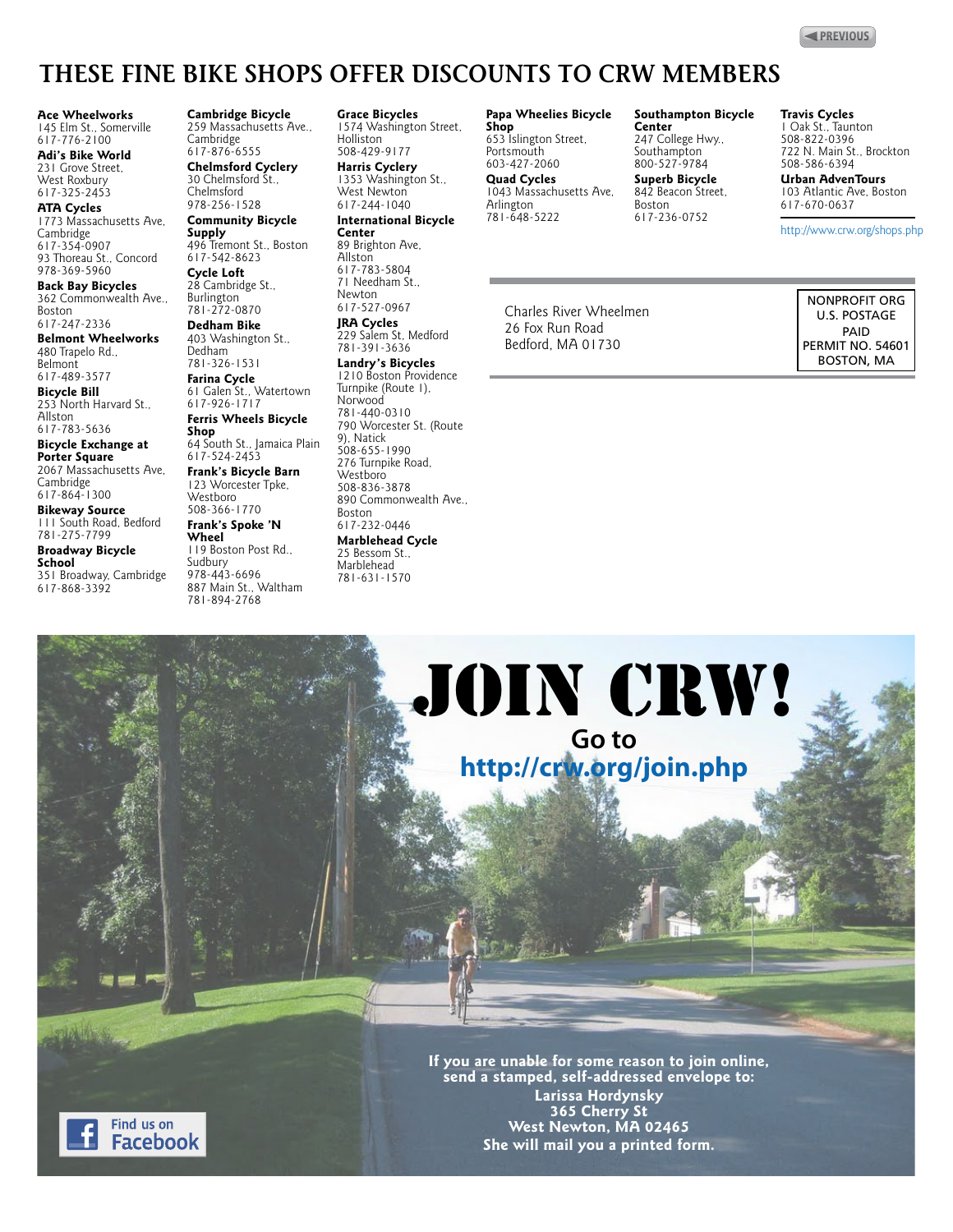# THESE FINE BIKE SHOPS OFFER DISCOUNTS TO CRW MEMBERS

**Ace Wheelworks**
145 Elm St., Somerville
617-776-2100

**Adi's Bike World**
231 Grove Street, West Roxbury
617-325-2453

**ATA Cycles**
1773 Massachusetts Ave, Cambridge
617-354-0907
93 Thoreau St., Concord
978-369-5960

**Back Bay Bicycles**
362 Commonwealth Ave., Boston
617-247-2336

**Belmont Wheelworks**
480 Trapelo Rd., Belmont
617-489-3577

**Bicycle Bill**
253 North Harvard St., Allston
617-783-5636

**Bicycle Exchange at Porter Square**
2067 Massachusetts Ave, Cambridge
617-864-1300

**Bikeway Source**
111 South Road, Bedford
781-275-7799

**Broadway Bicycle School**
351 Broadway, Cambridge
617-868-3392

**Cambridge Bicycle**
259 Massachusetts Ave., Cambridge
617-876-6555

**Chelmsford Cyclery**
30 Chelmsford St., Chelmsford
978-256-1528

**Community Bicycle Supply**
496 Tremont St., Boston
617-542-8623

**Cycle Loft**
28 Cambridge St., Burlington
781-272-0870

**Dedham Bike**
403 Washington St., Dedham
781-326-1531

**Farina Cycle**
61 Galen St., Watertown
617-926-1717

**Ferris Wheels Bicycle Shop**
64 South St., Jamaica Plain
617-524-2453

**Frank's Bicycle Barn**
123 Worcester Tpke, Westboro
508-366-1770

**Frank's Spoke 'N Wheel**
119 Boston Post Rd., Sudbury
978-443-6696
887 Main St., Waltham
781-894-2768

**Grace Bicycles**
1574 Washington Street, Holliston
508-429-9177

**Harris Cyclery**
1353 Washington St., West Newton
617-244-1040

**International Bicycle Center**
89 Brighton Ave, Allston
617-783-5804
71 Needham St., Newton
617-527-0967

**JRA Cycles**
229 Salem St, Medford
781-391-3636

**Landry's Bicycles**
1210 Boston Providence Turnpike (Route 1), Norwood
781-440-0310
790 Worcester St. (Route 9). Natick
508-655-1990
276 Turnpike Road, Westboro
508-836-3878
890 Commonwealth Ave., Boston
617-232-0446

**Marblehead Cycle**
25 Bessom St., Marblehead
781-631-1570

**Papa Wheelies Bicycle Shop**
653 Islington Street, Portsmouth
603-427-2060

**Quad Cycles**
1043 Massachusetts Ave, Arlington
781-648-5222

**Southampton Bicycle Center**
247 College Hwy., Southampton
800-527-9784

**Superb Bicycle**
842 Beacon Street, Boston
617-236-0752

**Travis Cycles**
1 Oak St., Taunton
508-822-0396
722 N. Main St., Brockton
508-586-6394

**Urban AdvenTours**
103 Atlantic Ave, Boston
617-670-0637

http://www.crw.org/shops.php

Charles River Wheelmen
26 Fox Run Road
Bedford, MA 01730

NONPROFIT ORG
U.S. POSTAGE
PAID
PERMIT NO. 54601
BOSTON, MA

# JOIN CRW!

**Go to**
**http://crw.org/join.php**

**If you are unable for some reason to join online, send a stamped, self-addressed envelope to:**
**Larissa Hordynsky**
**365 Cherry St**
**West Newton, MA 02465**
**She will mail you a printed form.**

Find us on Facebook